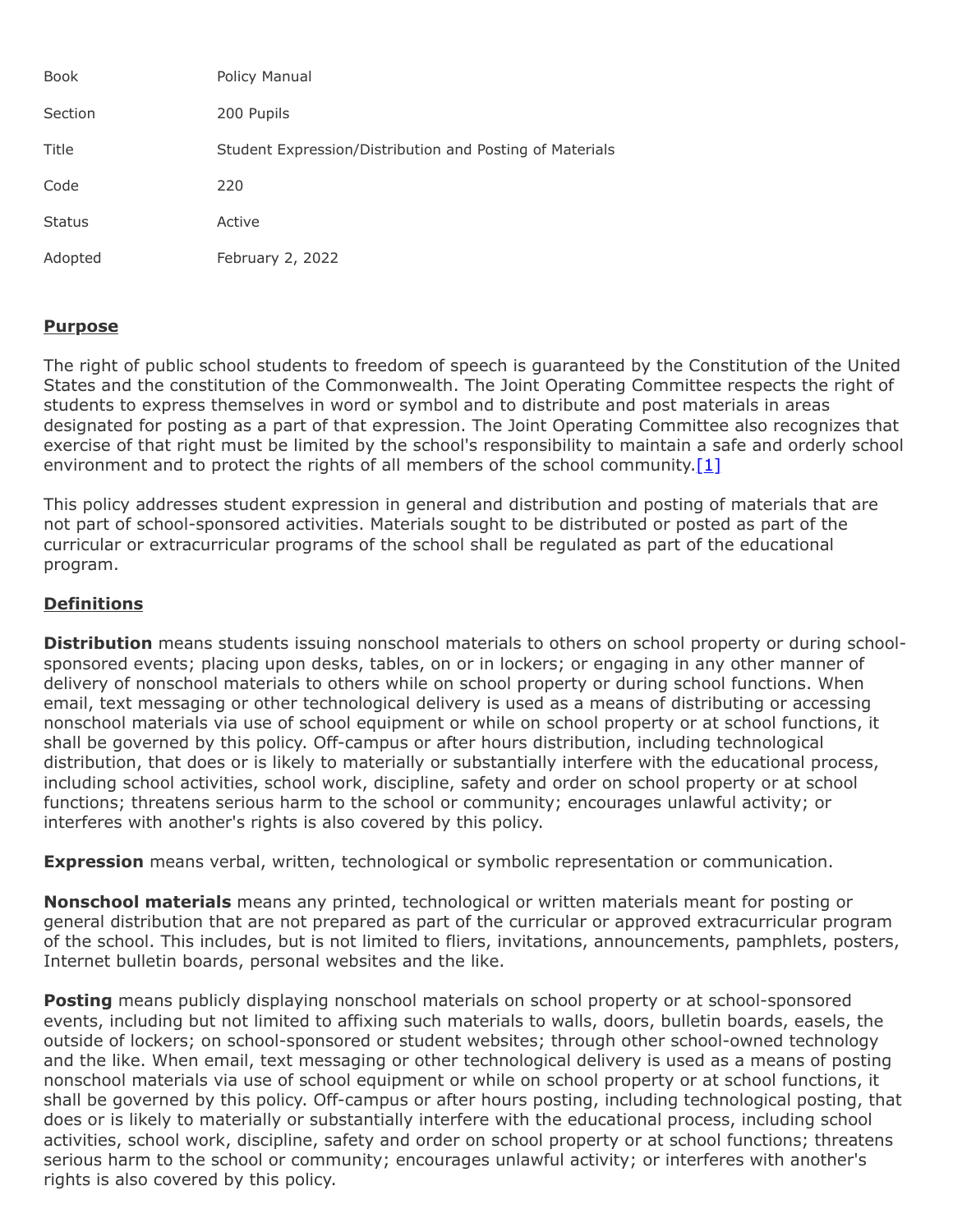| Book | Policy Manual |
|---|---|
| Section | 200 Pupils |
| Title | Student Expression/Distribution and Posting of Materials |
| Code | 220 |
| Status | Active |
| Adopted | February 2, 2022 |

## Purpose

The right of public school students to freedom of speech is guaranteed by the Constitution of the United States and the constitution of the Commonwealth. The Joint Operating Committee respects the right of students to express themselves in word or symbol and to distribute and post materials in areas designated for posting as a part of that expression. The Joint Operating Committee also recognizes that exercise of that right must be limited by the school's responsibility to maintain a safe and orderly school environment and to protect the rights of all members of the school community.[1]

This policy addresses student expression in general and distribution and posting of materials that are not part of school-sponsored activities. Materials sought to be distributed or posted as part of the curricular or extracurricular programs of the school shall be regulated as part of the educational program.

## Definitions

**Distribution** means students issuing nonschool materials to others on school property or during school-sponsored events; placing upon desks, tables, on or in lockers; or engaging in any other manner of delivery of nonschool materials to others while on school property or during school functions. When email, text messaging or other technological delivery is used as a means of distributing or accessing nonschool materials via use of school equipment or while on school property or at school functions, it shall be governed by this policy. Off-campus or after hours distribution, including technological distribution, that does or is likely to materially or substantially interfere with the educational process, including school activities, school work, discipline, safety and order on school property or at school functions; threatens serious harm to the school or community; encourages unlawful activity; or interferes with another's rights is also covered by this policy.

**Expression** means verbal, written, technological or symbolic representation or communication.

**Nonschool materials** means any printed, technological or written materials meant for posting or general distribution that are not prepared as part of the curricular or approved extracurricular program of the school. This includes, but is not limited to fliers, invitations, announcements, pamphlets, posters, Internet bulletin boards, personal websites and the like.

**Posting** means publicly displaying nonschool materials on school property or at school-sponsored events, including but not limited to affixing such materials to walls, doors, bulletin boards, easels, the outside of lockers; on school-sponsored or student websites; through other school-owned technology and the like. When email, text messaging or other technological delivery is used as a means of posting nonschool materials via use of school equipment or while on school property or at school functions, it shall be governed by this policy. Off-campus or after hours posting, including technological posting, that does or is likely to materially or substantially interfere with the educational process, including school activities, school work, discipline, safety and order on school property or at school functions; threatens serious harm to the school or community; encourages unlawful activity; or interferes with another's rights is also covered by this policy.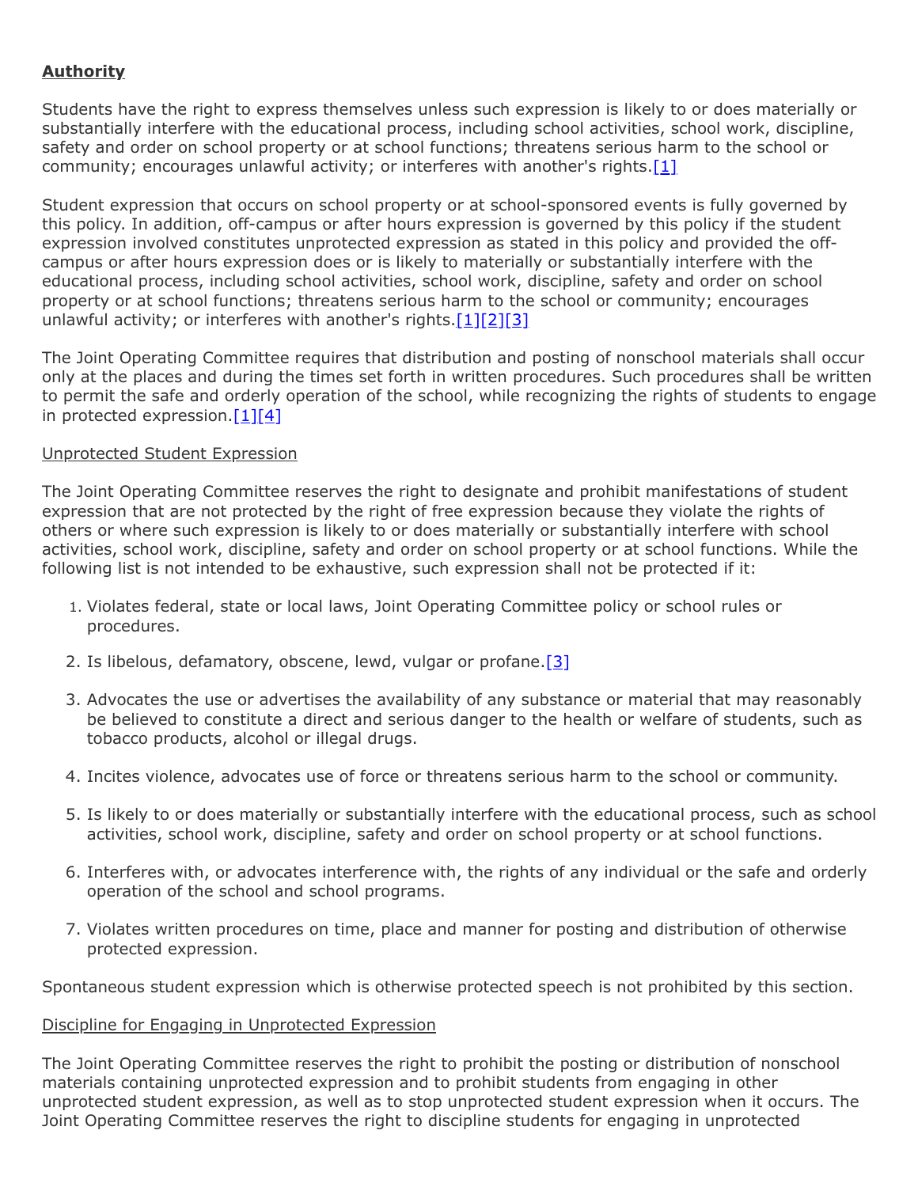**Authority**

Students have the right to express themselves unless such expression is likely to or does materially or substantially interfere with the educational process, including school activities, school work, discipline, safety and order on school property or at school functions; threatens serious harm to the school or community; encourages unlawful activity; or interferes with another's rights.[1]

Student expression that occurs on school property or at school-sponsored events is fully governed by this policy. In addition, off-campus or after hours expression is governed by this policy if the student expression involved constitutes unprotected expression as stated in this policy and provided the off-campus or after hours expression does or is likely to materially or substantially interfere with the educational process, including school activities, school work, discipline, safety and order on school property or at school functions; threatens serious harm to the school or community; encourages unlawful activity; or interferes with another's rights.[1][2][3]

The Joint Operating Committee requires that distribution and posting of nonschool materials shall occur only at the places and during the times set forth in written procedures. Such procedures shall be written to permit the safe and orderly operation of the school, while recognizing the rights of students to engage in protected expression.[1][4]

Unprotected Student Expression

The Joint Operating Committee reserves the right to designate and prohibit manifestations of student expression that are not protected by the right of free expression because they violate the rights of others or where such expression is likely to or does materially or substantially interfere with school activities, school work, discipline, safety and order on school property or at school functions. While the following list is not intended to be exhaustive, such expression shall not be protected if it:

1. Violates federal, state or local laws, Joint Operating Committee policy or school rules or procedures.
2. Is libelous, defamatory, obscene, lewd, vulgar or profane.[3]
3. Advocates the use or advertises the availability of any substance or material that may reasonably be believed to constitute a direct and serious danger to the health or welfare of students, such as tobacco products, alcohol or illegal drugs.
4. Incites violence, advocates use of force or threatens serious harm to the school or community.
5. Is likely to or does materially or substantially interfere with the educational process, such as school activities, school work, discipline, safety and order on school property or at school functions.
6. Interferes with, or advocates interference with, the rights of any individual or the safe and orderly operation of the school and school programs.
7. Violates written procedures on time, place and manner for posting and distribution of otherwise protected expression.

Spontaneous student expression which is otherwise protected speech is not prohibited by this section.

Discipline for Engaging in Unprotected Expression

The Joint Operating Committee reserves the right to prohibit the posting or distribution of nonschool materials containing unprotected expression and to prohibit students from engaging in other unprotected student expression, as well as to stop unprotected student expression when it occurs. The Joint Operating Committee reserves the right to discipline students for engaging in unprotected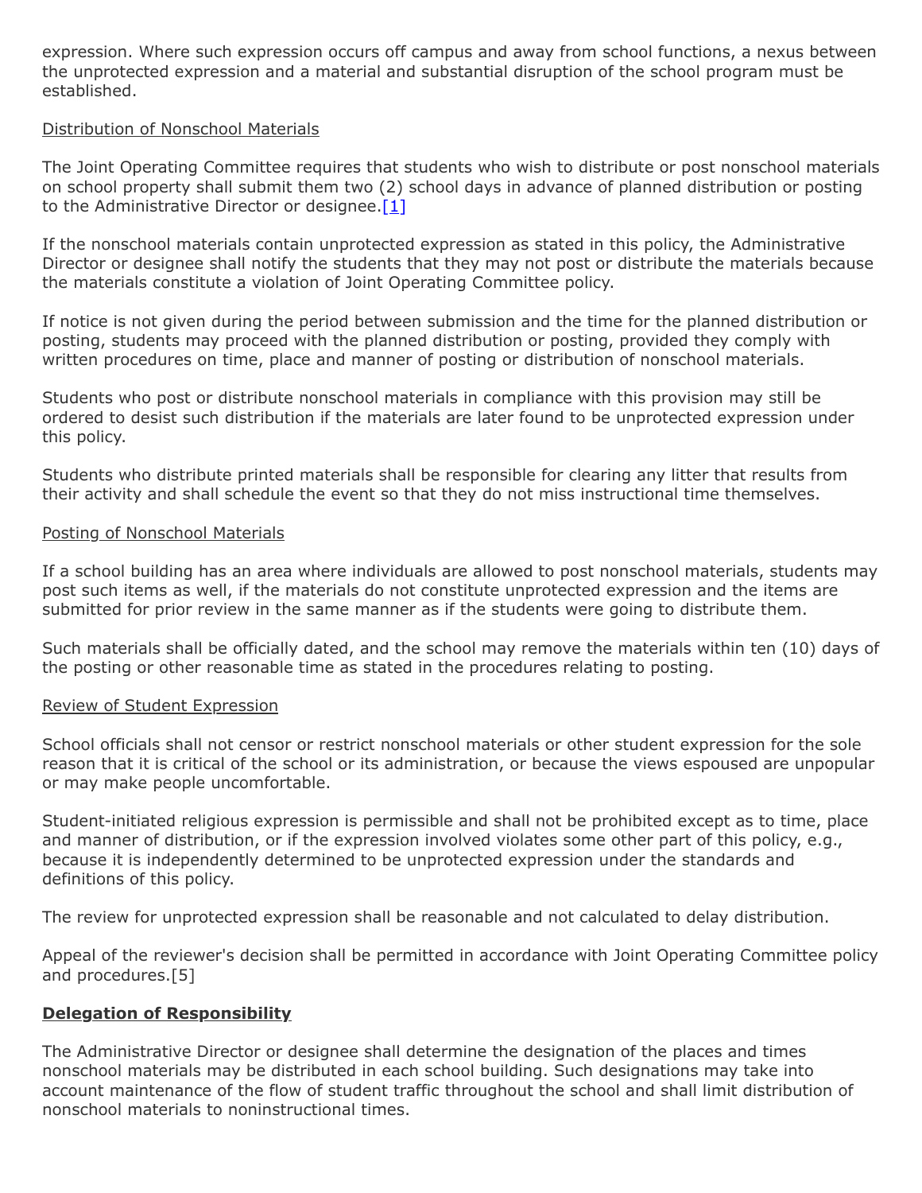expression. Where such expression occurs off campus and away from school functions, a nexus between the unprotected expression and a material and substantial disruption of the school program must be established.

Distribution of Nonschool Materials

The Joint Operating Committee requires that students who wish to distribute or post nonschool materials on school property shall submit them two (2) school days in advance of planned distribution or posting to the Administrative Director or designee.[1]

If the nonschool materials contain unprotected expression as stated in this policy, the Administrative Director or designee shall notify the students that they may not post or distribute the materials because the materials constitute a violation of Joint Operating Committee policy.

If notice is not given during the period between submission and the time for the planned distribution or posting, students may proceed with the planned distribution or posting, provided they comply with written procedures on time, place and manner of posting or distribution of nonschool materials.

Students who post or distribute nonschool materials in compliance with this provision may still be ordered to desist such distribution if the materials are later found to be unprotected expression under this policy.

Students who distribute printed materials shall be responsible for clearing any litter that results from their activity and shall schedule the event so that they do not miss instructional time themselves.

Posting of Nonschool Materials

If a school building has an area where individuals are allowed to post nonschool materials, students may post such items as well, if the materials do not constitute unprotected expression and the items are submitted for prior review in the same manner as if the students were going to distribute them.

Such materials shall be officially dated, and the school may remove the materials within ten (10) days of the posting or other reasonable time as stated in the procedures relating to posting.

Review of Student Expression

School officials shall not censor or restrict nonschool materials or other student expression for the sole reason that it is critical of the school or its administration, or because the views espoused are unpopular or may make people uncomfortable.

Student-initiated religious expression is permissible and shall not be prohibited except as to time, place and manner of distribution, or if the expression involved violates some other part of this policy, e.g., because it is independently determined to be unprotected expression under the standards and definitions of this policy.

The review for unprotected expression shall be reasonable and not calculated to delay distribution.

Appeal of the reviewer's decision shall be permitted in accordance with Joint Operating Committee policy and procedures.[5]

**Delegation of Responsibility**

The Administrative Director or designee shall determine the designation of the places and times nonschool materials may be distributed in each school building. Such designations may take into account maintenance of the flow of student traffic throughout the school and shall limit distribution of nonschool materials to noninstructional times.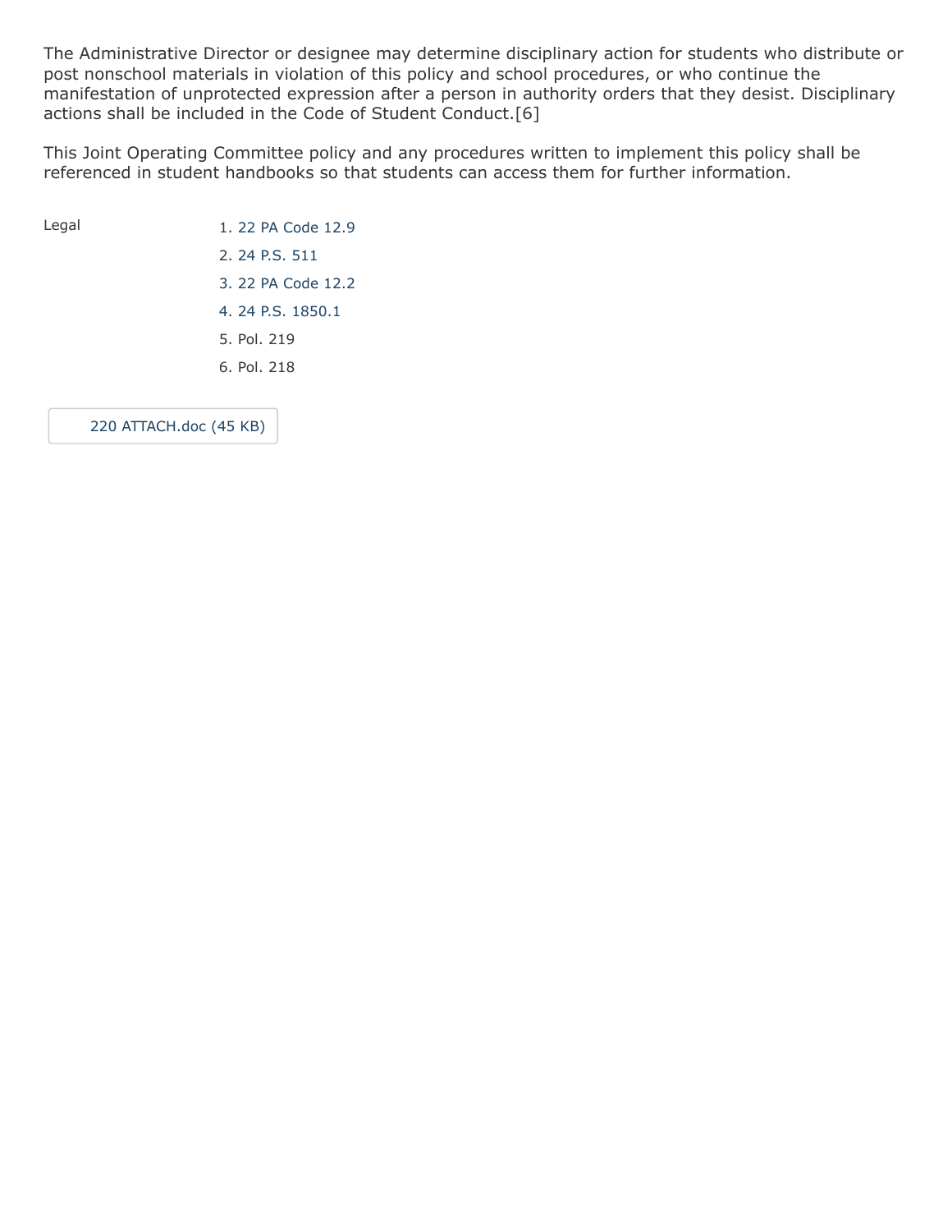The Administrative Director or designee may determine disciplinary action for students who distribute or post nonschool materials in violation of this policy and school procedures, or who continue the manifestation of unprotected expression after a person in authority orders that they desist. Disciplinary actions shall be included in the Code of Student Conduct.[6]

This Joint Operating Committee policy and any procedures written to implement this policy shall be referenced in student handbooks so that students can access them for further information.

| | |
|---|---|
| Legal | 1. 22 PA Code 12.9 |
| | 2. 24 P.S. 511 |
| | 3. 22 PA Code 12.2 |
| | 4. 24 P.S. 1850.1 |
| | 5. Pol. 219 |
| | 6. Pol. 218 |

220 ATTACH.doc (45 KB)